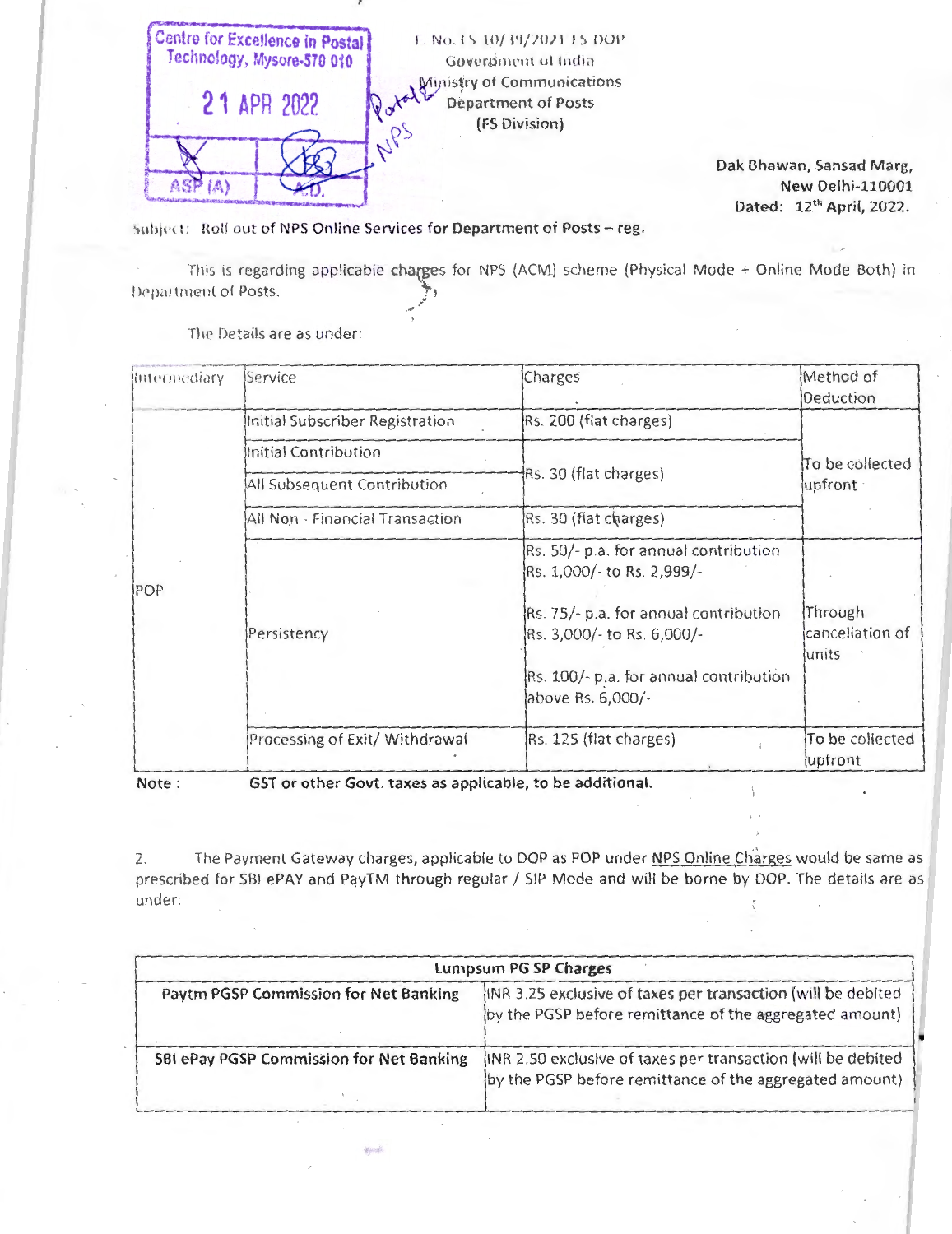Centre for Excellence in Postal Technology, Mysore-570 010

21 APR 2022

ASP (A) | A.D.

F. No. FS 10/39/2021 FS DOP
Government of India
Ministry of Communications
Department of Posts
(FS Division)

Dak Bhawan, Sansad Marg,
New Delhi-110001
Dated: 12[th] April, 2022.

Subject: Roll out of NPS Online Services for Department of Posts – reg.

This is regarding applicable charges for NPS (ACM) scheme (Physical Mode + Online Mode Both) in Department of Posts.

The Details are as under:

| Intermediary | Service | Charges | Method of Deduction |
|---|---|---|---|
| POP | Initial Subscriber Registration | Rs. 200 (flat charges) | To be collected upfront |
| | Initial Contribution | Rs. 30 (flat charges) | |
| | All Subsequent Contribution | | |
| | All Non - Financial Transaction | Rs. 30 (flat charges) | |
| | Persistency | Rs. 50/- p.a. for annual contribution Rs. 1,000/- to Rs. 2,999/-<br><br>Rs. 75/- p.a. for annual contribution Rs. 3,000/- to Rs. 6,000/-<br><br>Rs. 100/- p.a. for annual contribution above Rs. 6,000/- | Through cancellation of units |
| | Processing of Exit/ Withdrawal | Rs. 125 (flat charges) | To be collected upfront |

Note : **GST or other Govt. taxes as applicable, to be additional.**

2. The Payment Gateway charges, applicable to DOP as POP under NPS Online Charges would be same as prescribed for SBI ePAY and PayTM through regular / SIP Mode and will be borne by DOP. The details are as under.

| **Lumpsum PG SP Charges** | |
|---|---|
| **Paytm PGSP Commission for Net Banking** | INR 3.25 exclusive of taxes per transaction (will be debited by the PGSP before remittance of the aggregated amount) |
| **SBI ePay PGSP Commission for Net Banking** | INR 2.50 exclusive of taxes per transaction (will be debited by the PGSP before remittance of the aggregated amount) |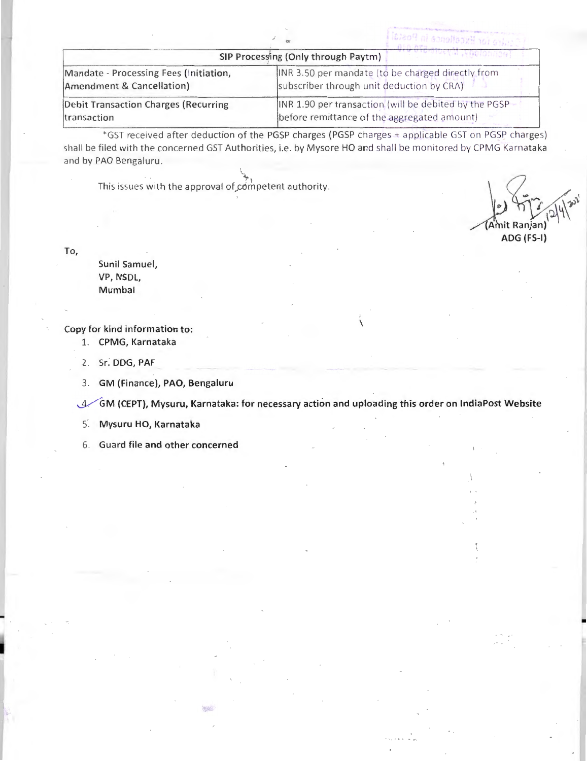| SIP Processing (Only through Paytm) | |
|---|---|
| Mandate - Processing Fees (Initiation, Amendment & Cancellation) | INR 3.50 per mandate (to be charged directly from subscriber through unit deduction by CRA) |
| Debit Transaction Charges (Recurring transaction | INR 1.90 per transaction (will be debited by the PGSP before remittance of the aggregated amount) |

*GST received after deduction of the PGSP charges (PGSP charges + applicable GST on PGSP charges) shall be filed with the concerned GST Authorities, i.e. by Mysore HO and shall be monitored by CPMG Karnataka and by PAO Bengaluru.

This issues with the approval of competent authority.

12/4/2021

**(Amit Ranjan)**
**ADG (FS-I)**

**To,**

**Sunil Samuel,**
**VP, NSDL,**
**Mumbai**

**Copy for kind information to:**

1. **CPMG, Karnataka**
2. **Sr. DDG, PAF**
3. **GM (Finance), PAO, Bengaluru**
4. **GM (CEPT), Mysuru, Karnataka: for necessary action and uploading this order on IndiaPost Website**
5. **Mysuru HO, Karnataka**
6. **Guard file and other concerned**